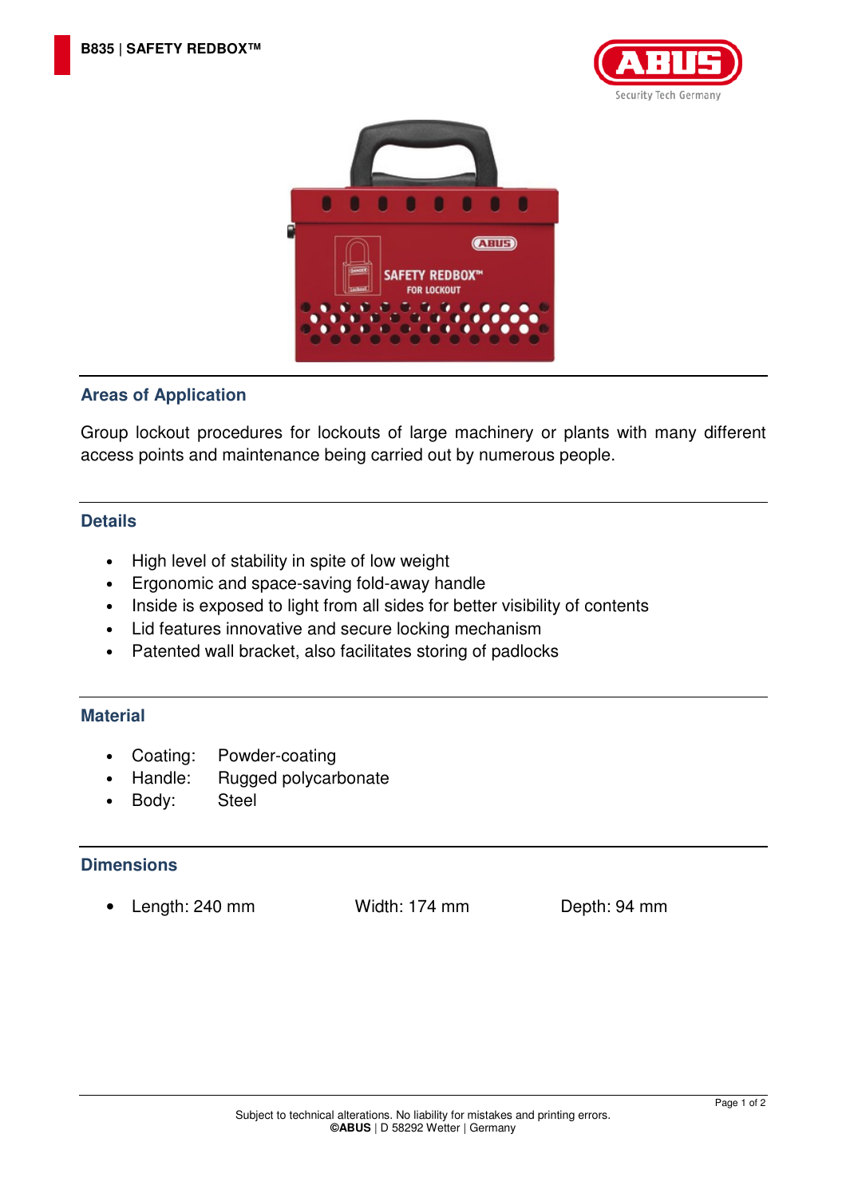# B835 | SAFETY REDBOX™

## Areas of Application

Group lockout procedures for lockouts of large machinery or plants with many different access points and maintenance being carried out by numerous people.

## Details

- High level of stability in spite of low weight
- Ergonomic and space-saving fold-away handle
- Inside is exposed to light from all sides for better visibility of contents
- Lid features innovative and secure locking mechanism
- Patented wall bracket, also facilitates storing of padlocks

## Material

- Coating: Powder-coating
- Handle: Rugged polycarbonate
- Body: Steel

## Dimensions

- Length: 240 mm Width: 174 mm Depth: 94 mm

Subject to technical alterations. No liability for mistakes and printing errors.
**©ABUS** | D 58292 Wetter | Germany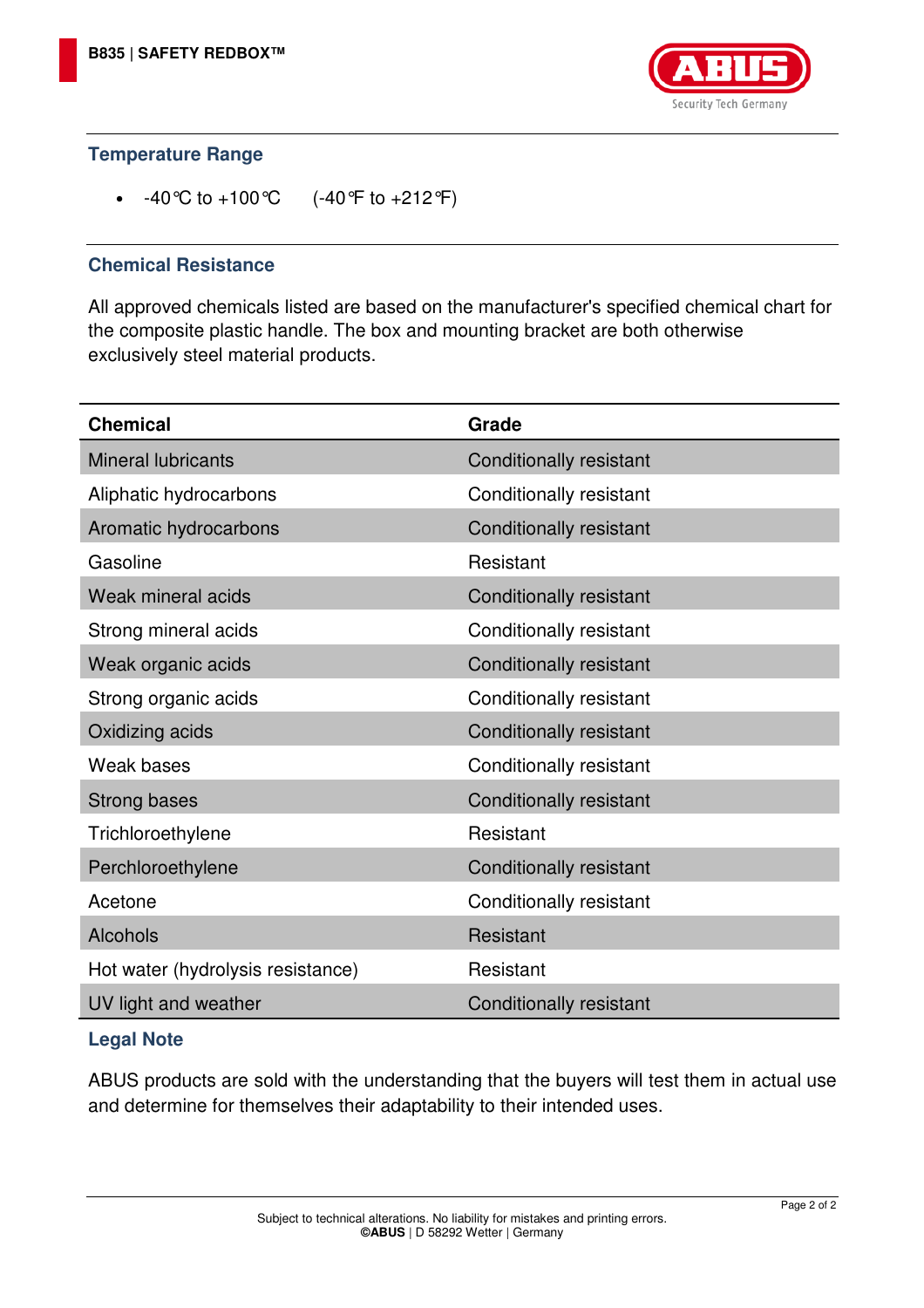## Temperature Range

- -40℃ to +100℃ (-40℉ to +212℉)

## Chemical Resistance

All approved chemicals listed are based on the manufacturer's specified chemical chart for the composite plastic handle. The box and mounting bracket are both otherwise exclusively steel material products.

| Chemical | Grade |
| --- | --- |
| Mineral lubricants | Conditionally resistant |
| Aliphatic hydrocarbons | Conditionally resistant |
| Aromatic hydrocarbons | Conditionally resistant |
| Gasoline | Resistant |
| Weak mineral acids | Conditionally resistant |
| Strong mineral acids | Conditionally resistant |
| Weak organic acids | Conditionally resistant |
| Strong organic acids | Conditionally resistant |
| Oxidizing acids | Conditionally resistant |
| Weak bases | Conditionally resistant |
| Strong bases | Conditionally resistant |
| Trichloroethylene | Resistant |
| Perchloroethylene | Conditionally resistant |
| Acetone | Conditionally resistant |
| Alcohols | Resistant |
| Hot water (hydrolysis resistance) | Resistant |
| UV light and weather | Conditionally resistant |

## Legal Note

ABUS products are sold with the understanding that the buyers will test them in actual use and determine for themselves their adaptability to their intended uses.